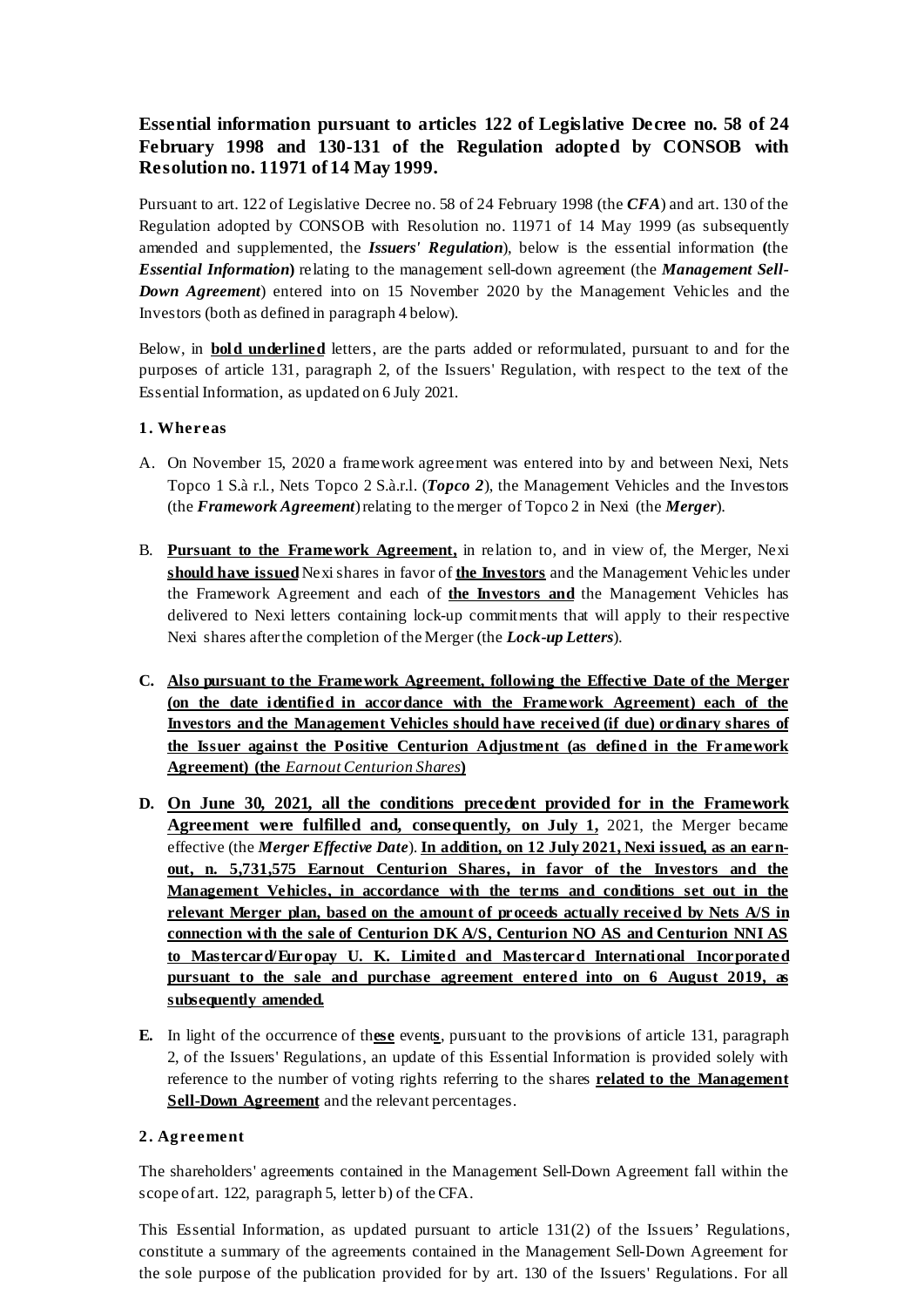**Essential information pursuant to articles 122 of Legislative Decree no. 58 of 24 February 1998 and 130-131 of the Regulation adopted by CONSOB with Resolution no. 11971 of 14 May 1999.**

Pursuant to art. 122 of Legislative Decree no. 58 of 24 February 1998 (the ***CFA***) and art. 130 of the Regulation adopted by CONSOB with Resolution no. 11971 of 14 May 1999 (as subsequently amended and supplemented, the ***Issuers' Regulation***), below is the essential information **(**the ***Essential Information*****)** relating to the management sell-down agreement (the ***Management Sell-Down Agreement***) entered into on 15 November 2020 by the Management Vehicles and the Investors (both as defined in paragraph 4 below).

Below, in **<u>bold underlined</u>** letters, are the parts added or reformulated, pursuant to and for the purposes of article 131, paragraph 2, of the Issuers' Regulation, with respect to the text of the Essential Information, as updated on 6 July 2021.

### 1. Whereas

A. On November 15, 2020 a framework agreement was entered into by and between Nexi, Nets Topco 1 S.à r.l., Nets Topco 2 S.à.r.l. (***Topco 2***), the Management Vehicles and the Investors (the ***Framework Agreement***) relating to the merger of Topco 2 in Nexi (the ***Merger***).

B. **<u>Pursuant to the Framework Agreement,</u>** in relation to, and in view of, the Merger, Nexi **<u>should have issued</u>** Nexi shares in favor of **<u>the Investors</u>** and the Management Vehicles under the Framework Agreement and each of **<u>the Investors and</u>** the Management Vehicles has delivered to Nexi letters containing lock-up commitments that will apply to their respective Nexi shares after the completion of the Merger (the ***Lock-up Letters***).

C. **<u>Also pursuant to the Framework Agreement, following the Effective Date of the Merger (on the date identified in accordance with the Framework Agreement) each of the Investors and the Management Vehicles should have received (if due) ordinary shares of the Issuer against the Positive Centurion Adjustment (as defined in the Framework Agreement) (the *Earnout Centurion Shares*)</u>**

D. **<u>On June 30, 2021, all the conditions precedent provided for in the Framework Agreement were fulfilled and, consequently, on July 1,</u>** 2021, the Merger became effective (the ***Merger Effective Date***). **<u>In addition, on 12 July 2021, Nexi issued, as an earn-out, n. 5,731,575 Earnout Centurion Shares, in favor of the Investors and the Management Vehicles, in accordance with the terms and conditions set out in the relevant Merger plan, based on the amount of proceeds actually received by Nets A/S in connection with the sale of Centurion DK A/S, Centurion NO AS and Centurion NNI AS to Mastercard/Europay U. K. Limited and Mastercard International Incorporated pursuant to the sale and purchase agreement entered into on 6 August 2019, as subsequently amended.</u>**

E. In light of the occurrence of th**<u>ese</u>** event**<u>s</u>**, pursuant to the provisions of article 131, paragraph 2, of the Issuers' Regulations, an update of this Essential Information is provided solely with reference to the number of voting rights referring to the shares **<u>related to the Management Sell-Down Agreement</u>** and the relevant percentages.

### 2. Agreement

The shareholders' agreements contained in the Management Sell-Down Agreement fall within the scope of art. 122, paragraph 5, letter b) of the CFA.

This Essential Information, as updated pursuant to article 131(2) of the Issuers' Regulations, constitute a summary of the agreements contained in the Management Sell-Down Agreement for the sole purpose of the publication provided for by art. 130 of the Issuers' Regulations. For all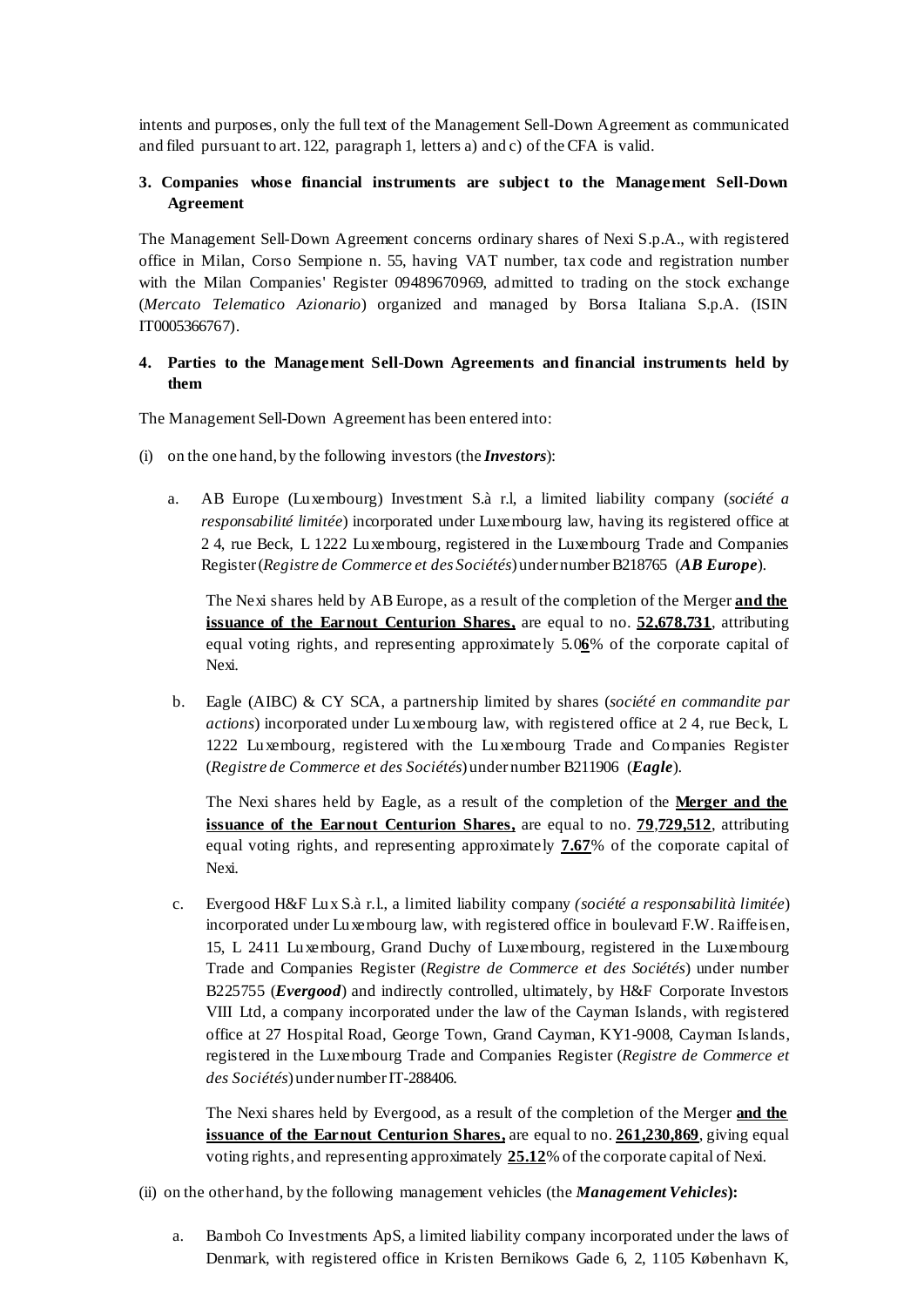intents and purposes, only the full text of the Management Sell-Down Agreement as communicated and filed pursuant to art. 122, paragraph 1, letters a) and c) of the CFA is valid.

**3. Companies whose financial instruments are subject to the Management Sell-Down Agreement**

The Management Sell-Down Agreement concerns ordinary shares of Nexi S.p.A., with registered office in Milan, Corso Sempione n. 55, having VAT number, tax code and registration number with the Milan Companies' Register 09489670969, admitted to trading on the stock exchange (*Mercato Telematico Azionario*) organized and managed by Borsa Italiana S.p.A. (ISIN IT0005366767).

**4. Parties to the Management Sell-Down Agreements and financial instruments held by them**

The Management Sell-Down Agreement has been entered into:

(i) on the one hand, by the following investors (the ***Investors***):

a. AB Europe (Luxembourg) Investment S.à r.l, a limited liability company (*société a responsabilité limitée*) incorporated under Luxembourg law, having its registered office at 2 4, rue Beck, L 1222 Luxembourg, registered in the Luxembourg Trade and Companies Register (*Registre de Commerce et des Sociétés*) under number B218765 (***AB Europe***).

   The Nexi shares held by AB Europe, as a result of the completion of the Merger **and the issuance of the Earnout Centurion Shares,** are equal to no. **52,678,731**, attributing equal voting rights, and representing approximately 5.0**6**% of the corporate capital of Nexi.

b. Eagle (AIBC) & CY SCA, a partnership limited by shares (*société en commandite par actions*) incorporated under Luxembourg law, with registered office at 2 4, rue Beck, L 1222 Luxembourg, registered with the Luxembourg Trade and Companies Register (*Registre de Commerce et des Sociétés*) under number B211906 (***Eagle***).

   The Nexi shares held by Eagle, as a result of the completion of the **Merger and the issuance of the Earnout Centurion Shares,** are equal to no. **79**,**729,512**, attributing equal voting rights, and representing approximately **7.67**% of the corporate capital of Nexi.

c. Evergood H&F Lux S.à r.l., a limited liability company *(société a responsabilità limitée*) incorporated under Luxembourg law, with registered office in boulevard F.W. Raiffeisen, 15, L 2411 Luxembourg, Grand Duchy of Luxembourg, registered in the Luxembourg Trade and Companies Register (*Registre de Commerce et des Sociétés*) under number B225755 (***Evergood***) and indirectly controlled, ultimately, by H&F Corporate Investors VIII Ltd, a company incorporated under the law of the Cayman Islands, with registered office at 27 Hospital Road, George Town, Grand Cayman, KY1-9008, Cayman Islands, registered in the Luxembourg Trade and Companies Register (*Registre de Commerce et des Sociétés*) under number IT-288406.

   The Nexi shares held by Evergood, as a result of the completion of the Merger **and the issuance of the Earnout Centurion Shares,** are equal to no. **261,230,869**, giving equal voting rights, and representing approximately **25.12**% of the corporate capital of Nexi.

(ii) on the other hand, by the following management vehicles (the ***Management Vehicles*)**:

a. Bamboh Co Investments ApS, a limited liability company incorporated under the laws of Denmark, with registered office in Kristen Bernikows Gade 6, 2, 1105 København K,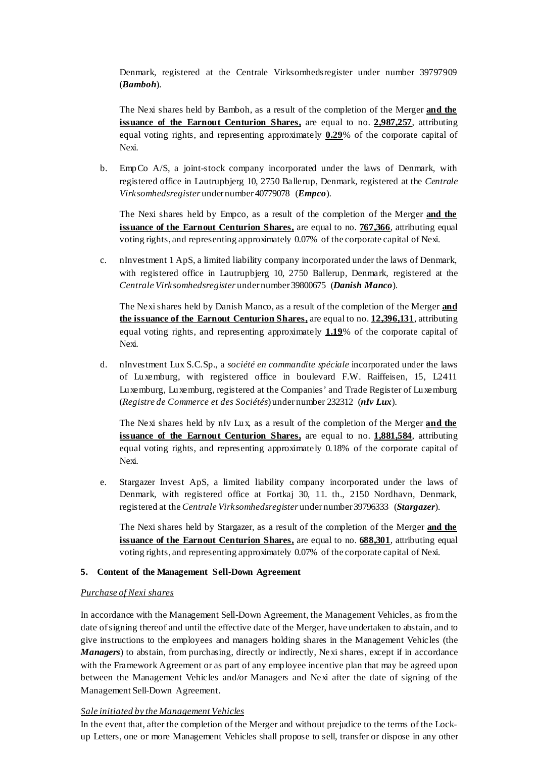Denmark, registered at the Centrale Virksomhedsregister under number 39797909 (***Bamboh***).

The Nexi shares held by Bamboh, as a result of the completion of the Merger **<u>and the issuance of the Earnout Centurion Shares,</u>** are equal to no. **<u>2,987,257</u>**, attributing equal voting rights, and representing approximately **<u>0.29</u>**% of the corporate capital of Nexi.

b. EmpCo A/S, a joint-stock company incorporated under the laws of Denmark, with registered office in Lautrupbjerg 10, 2750 Ballerup, Denmark, registered at the *Centrale Virksomhedsregister* under number 40779078 (***Empco***).

The Nexi shares held by Empco, as a result of the completion of the Merger **<u>and the issuance of the Earnout Centurion Shares,</u>** are equal to no. **<u>767,366</u>**, attributing equal voting rights, and representing approximately 0.07% of the corporate capital of Nexi.

c. nInvestment 1 ApS, a limited liability company incorporated under the laws of Denmark, with registered office in Lautrupbjerg 10, 2750 Ballerup, Denmark, registered at the *Centrale Virksomhedsregister* under number 39800675 (***Danish Manco***).

The Nexi shares held by Danish Manco, as a result of the completion of the Merger **<u>and the issuance of the Earnout Centurion Shares,</u>** are equal to no. **<u>12,396,131</u>**, attributing equal voting rights, and representing approximately **<u>1.19</u>**% of the corporate capital of Nexi.

d. nInvestment Lux S.C.Sp., a *société en commandite spéciale* incorporated under the laws of Luxemburg, with registered office in boulevard F.W. Raiffeisen, 15, L2411 Luxemburg, Luxemburg, registered at the Companies' and Trade Register of Luxemburg (*Registre de Commerce et des Sociétés*) under number 232312 (***nIv Lux***).

The Nexi shares held by nIv Lux, as a result of the completion of the Merger **<u>and the issuance of the Earnout Centurion Shares,</u>** are equal to no. **<u>1,881,584</u>**, attributing equal voting rights, and representing approximately 0.18% of the corporate capital of Nexi.

e. Stargazer Invest ApS, a limited liability company incorporated under the laws of Denmark, with registered office at Fortkaj 30, 11. th., 2150 Nordhavn, Denmark, registered at the *Centrale Virksomhedsregister* under number 39796333 (***Stargazer***).

The Nexi shares held by Stargazer, as a result of the completion of the Merger **<u>and the issuance of the Earnout Centurion Shares,</u>** are equal to no. **<u>688,301</u>**, attributing equal voting rights, and representing approximately 0.07% of the corporate capital of Nexi.

### 5. Content of the Management Sell-Down Agreement

*<u>Purchase of Nexi shares</u>*

In accordance with the Management Sell-Down Agreement, the Management Vehicles, as from the date of signing thereof and until the effective date of the Merger, have undertaken to abstain, and to give instructions to the employees and managers holding shares in the Management Vehicles (the ***Managers***) to abstain, from purchasing, directly or indirectly, Nexi shares, except if in accordance with the Framework Agreement or as part of any employee incentive plan that may be agreed upon between the Management Vehicles and/or Managers and Nexi after the date of signing of the Management Sell-Down Agreement.

*<u>Sale initiated by the Management Vehicles</u>*

In the event that, after the completion of the Merger and without prejudice to the terms of the Lock-up Letters, one or more Management Vehicles shall propose to sell, transfer or dispose in any other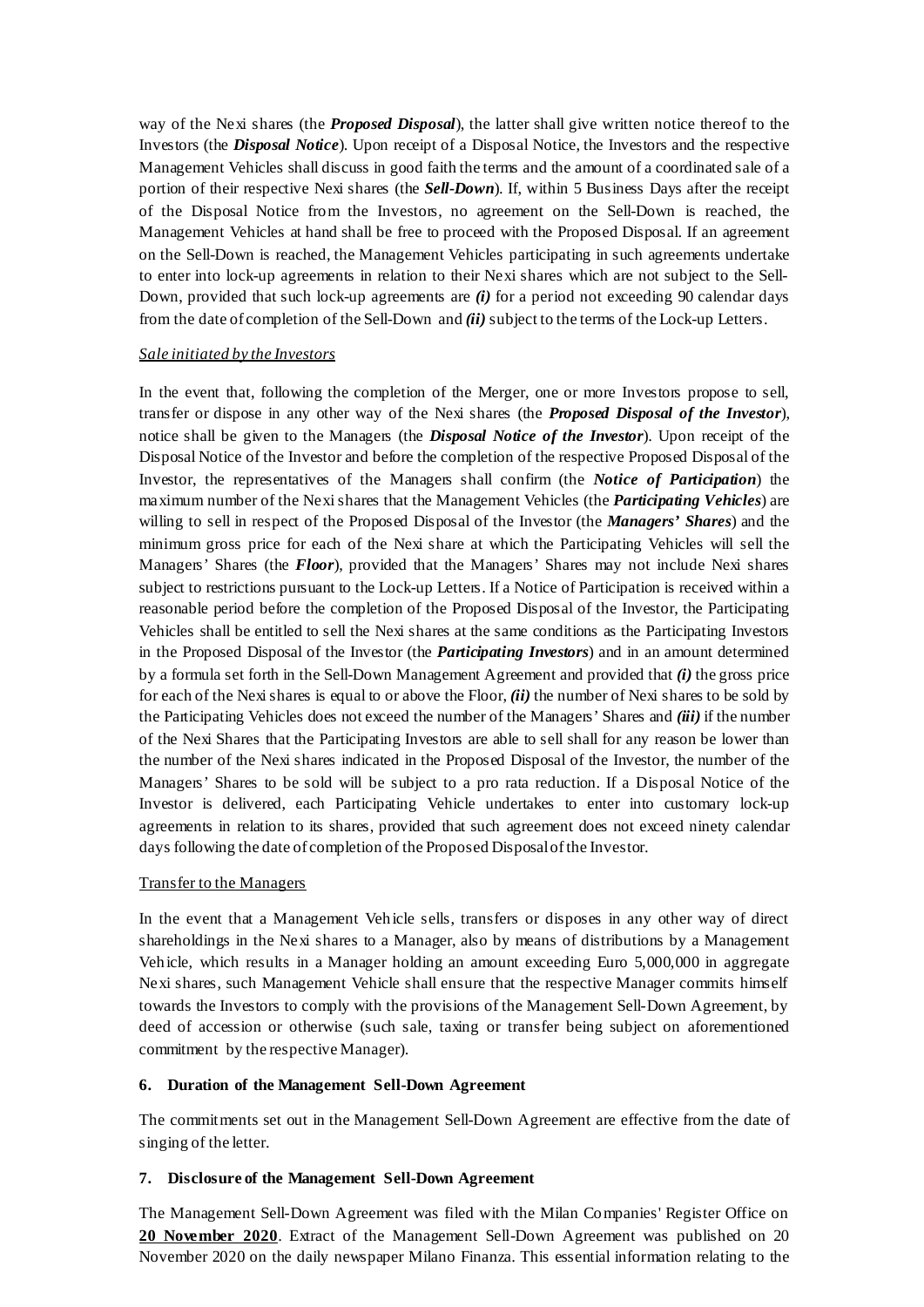way of the Nexi shares (the ***Proposed Disposal***), the latter shall give written notice thereof to the Investors (the ***Disposal Notice***). Upon receipt of a Disposal Notice, the Investors and the respective Management Vehicles shall discuss in good faith the terms and the amount of a coordinated sale of a portion of their respective Nexi shares (the ***Sell-Down***). If, within 5 Business Days after the receipt of the Disposal Notice from the Investors, no agreement on the Sell-Down is reached, the Management Vehicles at hand shall be free to proceed with the Proposed Disposal. If an agreement on the Sell-Down is reached, the Management Vehicles participating in such agreements undertake to enter into lock-up agreements in relation to their Nexi shares which are not subject to the Sell-Down, provided that such lock-up agreements are ***(i)*** for a period not exceeding 90 calendar days from the date of completion of the Sell-Down and ***(ii)*** subject to the terms of the Lock-up Letters.

*Sale initiated by the Investors*

In the event that, following the completion of the Merger, one or more Investors propose to sell, transfer or dispose in any other way of the Nexi shares (the ***Proposed Disposal of the Investor***), notice shall be given to the Managers (the ***Disposal Notice of the Investor***). Upon receipt of the Disposal Notice of the Investor and before the completion of the respective Proposed Disposal of the Investor, the representatives of the Managers shall confirm (the ***Notice of Participation***) the maximum number of the Nexi shares that the Management Vehicles (the ***Participating Vehicles***) are willing to sell in respect of the Proposed Disposal of the Investor (the ***Managers' Shares***) and the minimum gross price for each of the Nexi share at which the Participating Vehicles will sell the Managers' Shares (the ***Floor***), provided that the Managers' Shares may not include Nexi shares subject to restrictions pursuant to the Lock-up Letters. If a Notice of Participation is received within a reasonable period before the completion of the Proposed Disposal of the Investor, the Participating Vehicles shall be entitled to sell the Nexi shares at the same conditions as the Participating Investors in the Proposed Disposal of the Investor (the ***Participating Investors***) and in an amount determined by a formula set forth in the Sell-Down Management Agreement and provided that ***(i)*** the gross price for each of the Nexi shares is equal to or above the Floor, ***(ii)*** the number of Nexi shares to be sold by the Participating Vehicles does not exceed the number of the Managers' Shares and ***(iii)*** if the number of the Nexi Shares that the Participating Investors are able to sell shall for any reason be lower than the number of the Nexi shares indicated in the Proposed Disposal of the Investor, the number of the Managers' Shares to be sold will be subject to a pro rata reduction. If a Disposal Notice of the Investor is delivered, each Participating Vehicle undertakes to enter into customary lock-up agreements in relation to its shares, provided that such agreement does not exceed ninety calendar days following the date of completion of the Proposed Disposal of the Investor.

Transfer to the Managers

In the event that a Management Vehicle sells, transfers or disposes in any other way of direct shareholdings in the Nexi shares to a Manager, also by means of distributions by a Management Vehicle, which results in a Manager holding an amount exceeding Euro 5,000,000 in aggregate Nexi shares, such Management Vehicle shall ensure that the respective Manager commits himself towards the Investors to comply with the provisions of the Management Sell-Down Agreement, by deed of accession or otherwise (such sale, taxing or transfer being subject on aforementioned commitment by the respective Manager).

## 6. Duration of the Management Sell-Down Agreement

The commitments set out in the Management Sell-Down Agreement are effective from the date of singing of the letter.

## 7. Disclosure of the Management Sell-Down Agreement

The Management Sell-Down Agreement was filed with the Milan Companies' Register Office on **20 November 2020**. Extract of the Management Sell-Down Agreement was published on 20 November 2020 on the daily newspaper Milano Finanza. This essential information relating to the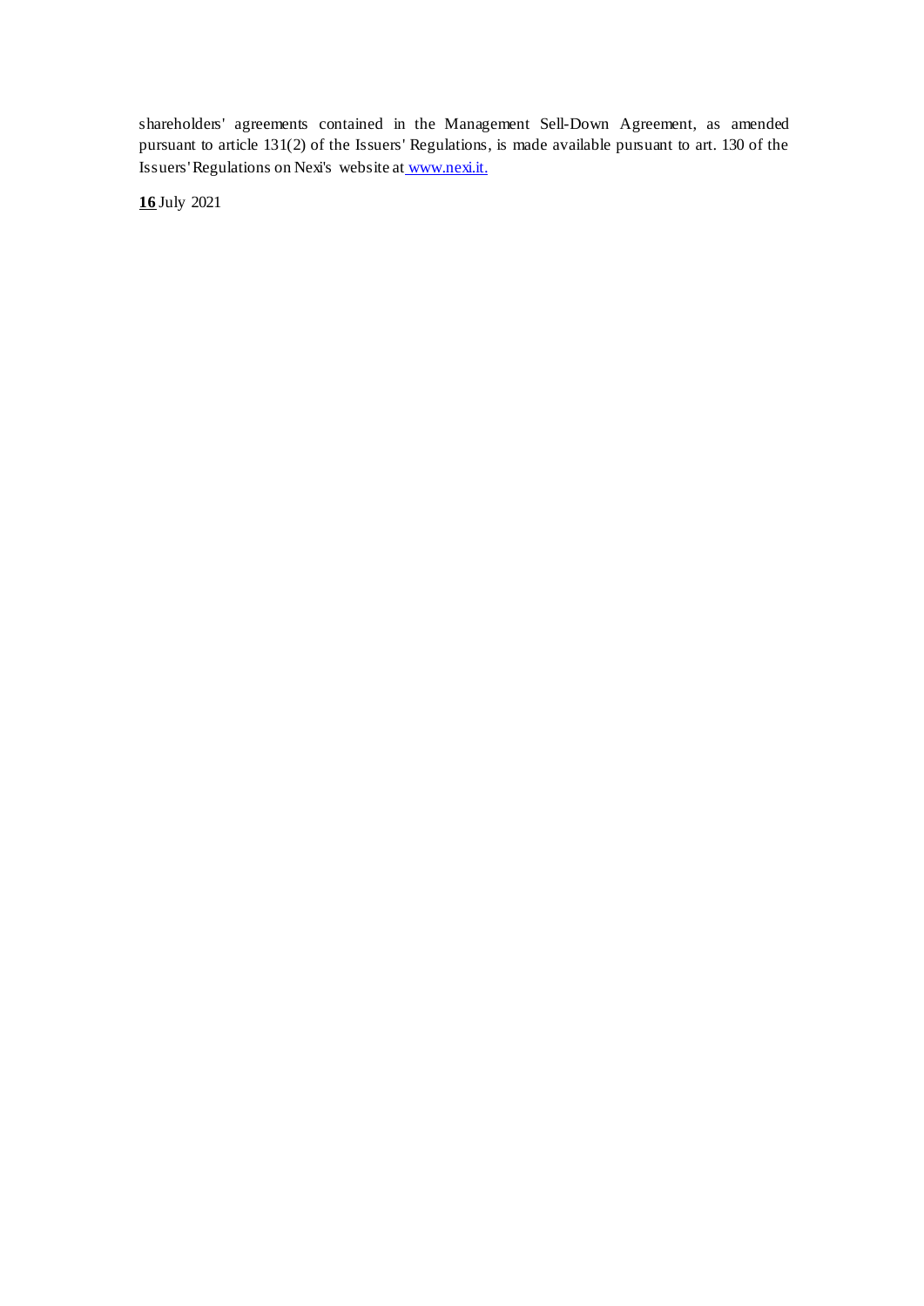shareholders' agreements contained in the Management Sell-Down Agreement, as amended pursuant to article 131(2) of the Issuers' Regulations, is made available pursuant to art. 130 of the Issuers' Regulations on Nexi's website at [www.nexi.it.](http://www.nexi.it)

**16** July 2021